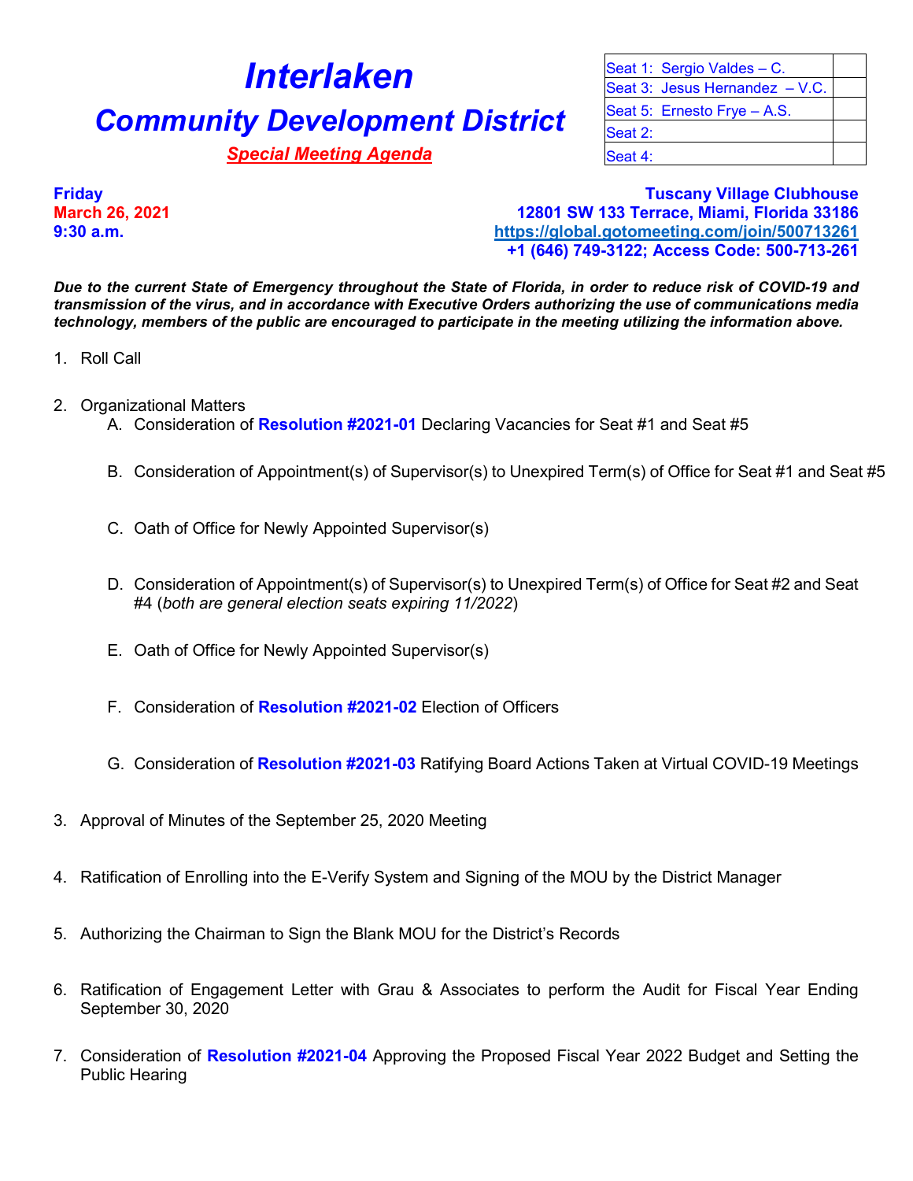# Interlaken

# Community Development District

***Special Meeting Agenda***

| Seat 1: Sergio Valdes – C. | |
|---|---|
| Seat 3: Jesus Hernandez – V.C. | |
| Seat 5: Ernesto Frye – A.S. | |
| Seat 2: | |
| Seat 4: | |

**Friday**
**March 26, 2021**
**9:30 a.m.**

**Tuscany Village Clubhouse**
**12801 SW 133 Terrace, Miami, Florida 33186**
**https://global.gotomeeting.com/join/500713261**
**+1 (646) 749-3122; Access Code: 500-713-261**

***Due to the current State of Emergency throughout the State of Florida, in order to reduce risk of COVID-19 and transmission of the virus, and in accordance with Executive Orders authorizing the use of communications media technology, members of the public are encouraged to participate in the meeting utilizing the information above.***

1. Roll Call

2. Organizational Matters
   A. Consideration of **Resolution #2021-01** Declaring Vacancies for Seat #1 and Seat #5

   B. Consideration of Appointment(s) of Supervisor(s) to Unexpired Term(s) of Office for Seat #1 and Seat #5

   C. Oath of Office for Newly Appointed Supervisor(s)

   D. Consideration of Appointment(s) of Supervisor(s) to Unexpired Term(s) of Office for Seat #2 and Seat #4 (*both are general election seats expiring 11/2022*)

   E. Oath of Office for Newly Appointed Supervisor(s)

   F. Consideration of **Resolution #2021-02** Election of Officers

   G. Consideration of **Resolution #2021-03** Ratifying Board Actions Taken at Virtual COVID-19 Meetings

3. Approval of Minutes of the September 25, 2020 Meeting

4. Ratification of Enrolling into the E-Verify System and Signing of the MOU by the District Manager

5. Authorizing the Chairman to Sign the Blank MOU for the District's Records

6. Ratification of Engagement Letter with Grau & Associates to perform the Audit for Fiscal Year Ending September 30, 2020

7. Consideration of **Resolution #2021-04** Approving the Proposed Fiscal Year 2022 Budget and Setting the Public Hearing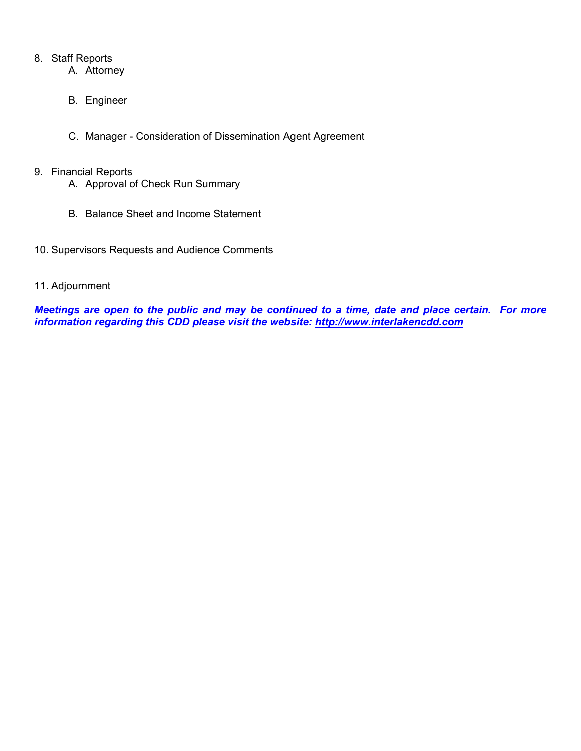8. Staff Reports
   A. Attorney

   B. Engineer

   C. Manager - Consideration of Dissemination Agent Agreement

9. Financial Reports
   A. Approval of Check Run Summary

   B. Balance Sheet and Income Statement

10. Supervisors Requests and Audience Comments

11. Adjournment

***Meetings are open to the public and may be continued to a time, date and place certain. For more information regarding this CDD please visit the website: http://www.interlakencdd.com***